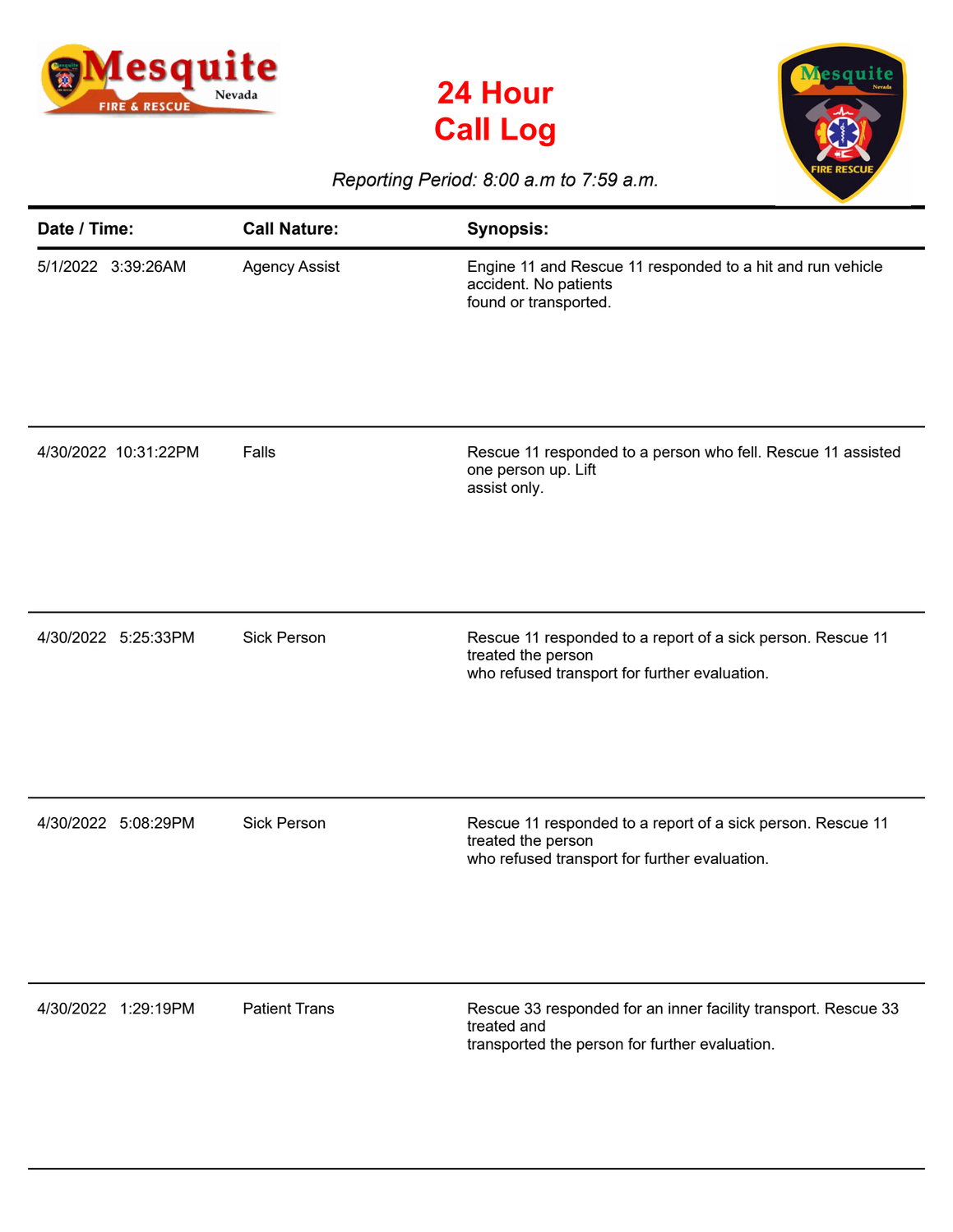# 24 Hour Call Log

*Reporting Period: 8:00 a.m to 7:59 a.m.*

| Date / Time: | Call Nature: | Synopsis: |
|---|---|---|
| 5/1/2022 3:39:26AM | Agency Assist | Engine 11 and Rescue 11 responded to a hit and run vehicle accident. No patients found or transported. |
| 4/30/2022 10:31:22PM | Falls | Rescue 11 responded to a person who fell. Rescue 11 assisted one person up. Lift assist only. |
| 4/30/2022 5:25:33PM | Sick Person | Rescue 11 responded to a report of a sick person. Rescue 11 treated the person who refused transport for further evaluation. |
| 4/30/2022 5:08:29PM | Sick Person | Rescue 11 responded to a report of a sick person. Rescue 11 treated the person who refused transport for further evaluation. |
| 4/30/2022 1:29:19PM | Patient Trans | Rescue 33 responded for an inner facility transport. Rescue 33 treated and transported the person for further evaluation. |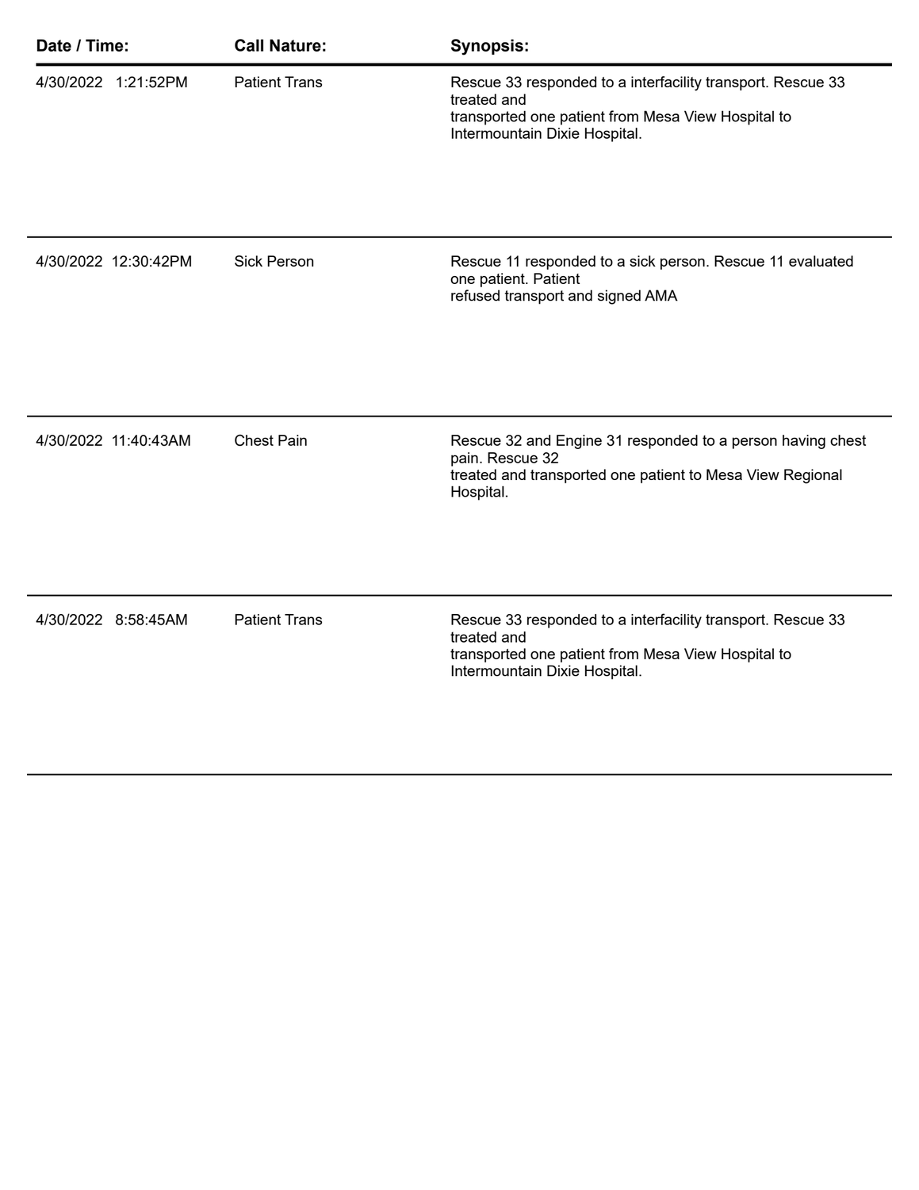| Date / Time: | Call Nature: | Synopsis: |
|---|---|---|
| 4/30/2022 1:21:52PM | Patient Trans | Rescue 33 responded to a interfacility transport. Rescue 33 treated and transported one patient from Mesa View Hospital to Intermountain Dixie Hospital. |
| 4/30/2022 12:30:42PM | Sick Person | Rescue 11 responded to a sick person. Rescue 11 evaluated one patient. Patient refused transport and signed AMA |
| 4/30/2022 11:40:43AM | Chest Pain | Rescue 32 and Engine 31 responded to a person having chest pain. Rescue 32 treated and transported one patient to Mesa View Regional Hospital. |
| 4/30/2022 8:58:45AM | Patient Trans | Rescue 33 responded to a interfacility transport. Rescue 33 treated and transported one patient from Mesa View Hospital to Intermountain Dixie Hospital. |